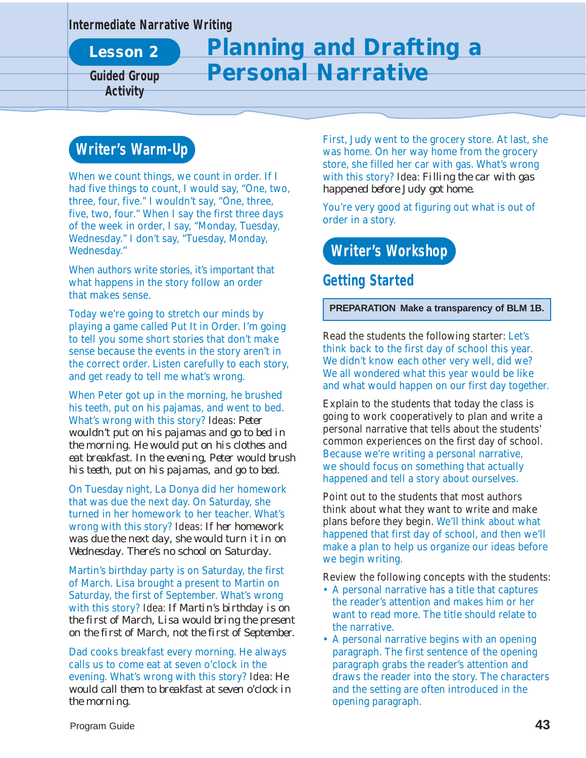Intermediate Narrative Writing

**Lesson 2**

**Guided Group Activity**

# Planning and Drafting a Personal Narrative

## Writer's Warm-Up

When we count things, we count in order. If I had five things to count, I would say, "One, two, three, four, five." I wouldn't say, "One, three, five, two, four." When I say the first three days of the week in order, I say, "Monday, Tuesday, Wednesday." I don't say, "Tuesday, Monday, Wednesday."

When authors write stories, it's important that what happens in the story follow an order that makes sense.

Today we're going to stretch our minds by playing a game called Put It in Order. I'm going to tell you some short stories that don't make sense because the events in the story aren't in the correct order. Listen carefully to each story, and get ready to tell me what's wrong.

When Peter got up in the morning, he brushed his teeth, put on his pajamas, and went to bed. What's wrong with this story? Ideas: *Peter wouldn't put on his pajamas and go to bed in the morning. He would put on his clothes and eat breakfast. In the evening, Peter would brush his teeth, put on his pajamas, and go to bed.*

On Tuesday night, La Donya did her homework that was due the next day. On Saturday, she turned in her homework to her teacher. What's wrong with this story? Ideas: *If her homework was due the next day, she would turn it in on Wednesday. There's no school on Saturday.*

Martin's birthday party is on Saturday, the first of March. Lisa brought a present to Martin on Saturday, the first of September. What's wrong with this story? Idea: *If Martin's birthday is on the first of March, Lisa would bring the present on the first of March, not the first of September.*

Dad cooks breakfast every morning. He always calls us to come eat at seven o'clock in the evening. What's wrong with this story? Idea: *He would call them to breakfast at seven o'clock in the morning.*

First, Judy went to the grocery store. At last, she was home. On her way home from the grocery store, she filled her car with gas. What's wrong with this story? Idea: *Filling the car with gas happened before Judy got home.*

You're very good at figuring out what is out of order in a story.

## Writer's Workshop

### Getting Started

**PREPARATION Make a transparency of BLM 1B.**

Read the students the following starter: Let's think back to the first day of school this year. We didn't know each other very well, did we? We all wondered what this year would be like and what would happen on our first day together.

Explain to the students that today the class is going to work cooperatively to plan and write a personal narrative that tells about the students' common experiences on the first day of school. Because we're writing a personal narrative, we should focus on something that actually happened and tell a story about ourselves.

Point out to the students that most authors think about what they want to write and make plans before they begin. We'll think about what happened that first day of school, and then we'll make a plan to help us organize our ideas before we begin writing.

Review the following concepts with the students:

- A personal narrative has a title that captures the reader's attention and makes him or her want to read more. The title should relate to the narrative.
- A personal narrative begins with an opening paragraph. The first sentence of the opening paragraph grabs the reader's attention and draws the reader into the story. The characters and the setting are often introduced in the opening paragraph.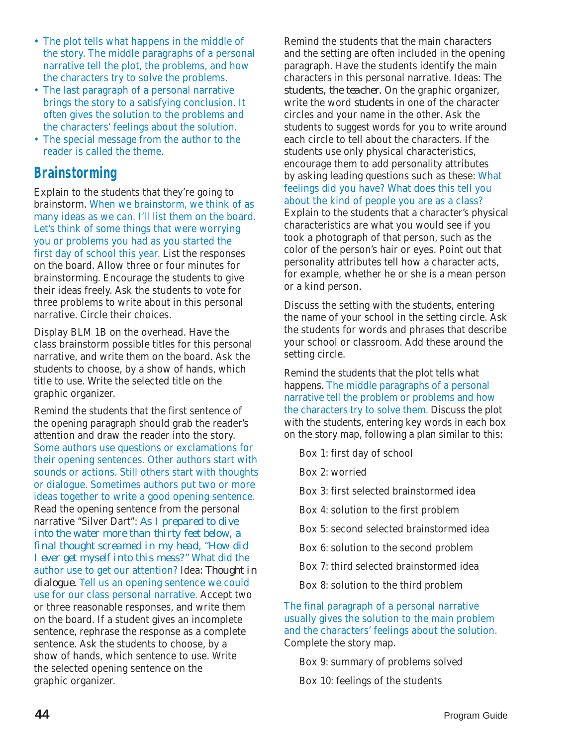- The plot tells what happens in the middle of the story. The middle paragraphs of a personal narrative tell the plot, the problems, and how the characters try to solve the problems.
- The last paragraph of a personal narrative brings the story to a satisfying conclusion. It often gives the solution to the problems and the characters' feelings about the solution.
- The special message from the author to the reader is called the theme.

## Brainstorming

Explain to the students that they're going to brainstorm. When we brainstorm, we think of as many ideas as we can. I'll list them on the board. Let's think of some things that were worrying you or problems you had as you started the first day of school this year. List the responses on the board. Allow three or four minutes for brainstorming. Encourage the students to give their ideas freely. Ask the students to vote for three problems to write about in this personal narrative. Circle their choices.

Display BLM 1B on the overhead. Have the class brainstorm possible titles for this personal narrative, and write them on the board. Ask the students to choose, by a show of hands, which title to use. Write the selected title on the graphic organizer.

Remind the students that the first sentence of the opening paragraph should grab the reader's attention and draw the reader into the story. Some authors use questions or exclamations for their opening sentences. Other authors start with sounds or actions. Still others start with thoughts or dialogue. Sometimes authors put two or more ideas together to write a good opening sentence. Read the opening sentence from the personal narrative "Silver Dart": *As I prepared to dive into the water more than thirty feet below, a final thought screamed in my head, "How did I ever get myself into this mess?"* What did the author use to get our attention? Idea: *Thought in dialogue.* Tell us an opening sentence we could use for our class personal narrative. Accept two or three reasonable responses, and write them on the board. If a student gives an incomplete sentence, rephrase the response as a complete sentence. Ask the students to choose, by a show of hands, which sentence to use. Write the selected opening sentence on the graphic organizer.

Remind the students that the main characters and the setting are often included in the opening paragraph. Have the students identify the main characters in this personal narrative. Ideas: *The students, the teacher.* On the graphic organizer, write the word *students* in one of the character circles and your name in the other. Ask the students to suggest words for you to write around each circle to tell about the characters. If the students use only physical characteristics, encourage them to add personality attributes by asking leading questions such as these: What feelings did you have? What does this tell you about the kind of people you are as a class? Explain to the students that a character's physical characteristics are what you would see if you took a photograph of that person, such as the color of the person's hair or eyes. Point out that personality attributes tell how a character acts, for example, whether he or she is a mean person or a kind person.

Discuss the setting with the students, entering the name of your school in the setting circle. Ask the students for words and phrases that describe your school or classroom. Add these around the setting circle.

Remind the students that the plot tells what happens. The middle paragraphs of a personal narrative tell the problem or problems and how the characters try to solve them. Discuss the plot with the students, entering key words in each box on the story map, following a plan similar to this:

Box 1: first day of school

Box 2: worried

Box 3: first selected brainstormed idea

Box 4: solution to the first problem

Box 5: second selected brainstormed idea

Box 6: solution to the second problem

Box 7: third selected brainstormed idea

Box 8: solution to the third problem

The final paragraph of a personal narrative usually gives the solution to the main problem and the characters' feelings about the solution. Complete the story map.

Box 9: summary of problems solved

Box 10: feelings of the students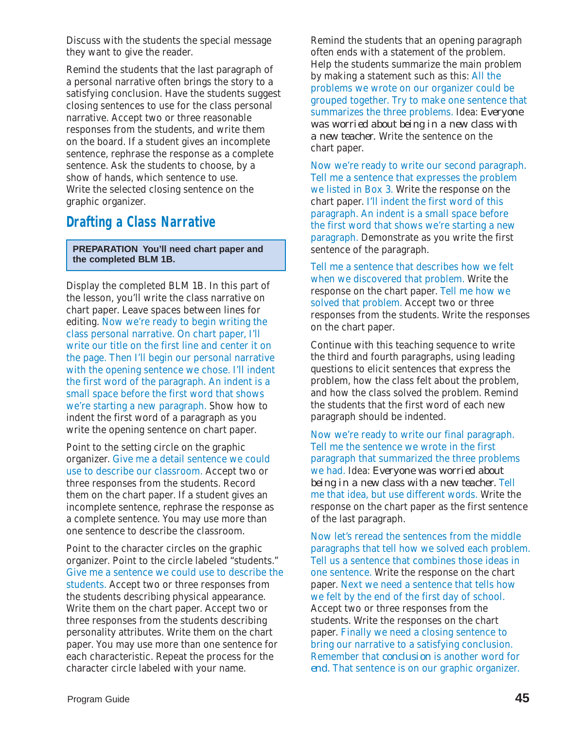Discuss with the students the special message they want to give the reader.

Remind the students that the last paragraph of a personal narrative often brings the story to a satisfying conclusion. Have the students suggest closing sentences to use for the class personal narrative. Accept two or three reasonable responses from the students, and write them on the board. If a student gives an incomplete sentence, rephrase the response as a complete sentence. Ask the students to choose, by a show of hands, which sentence to use. Write the selected closing sentence on the graphic organizer.

## Drafting a Class Narrative

**PREPARATION You'll need chart paper and the completed BLM 1B.**

Display the completed BLM 1B. In this part of the lesson, you'll write the class narrative on chart paper. Leave spaces between lines for editing. Now we're ready to begin writing the class personal narrative. On chart paper, I'll write our title on the first line and center it on the page. Then I'll begin our personal narrative with the opening sentence we chose. I'll indent the first word of the paragraph. An indent is a small space before the first word that shows we're starting a new paragraph. Show how to indent the first word of a paragraph as you write the opening sentence on chart paper.

Point to the setting circle on the graphic organizer. Give me a detail sentence we could use to describe our classroom. Accept two or three responses from the students. Record them on the chart paper. If a student gives an incomplete sentence, rephrase the response as a complete sentence. You may use more than one sentence to describe the classroom.

Point to the character circles on the graphic organizer. Point to the circle labeled "students." Give me a sentence we could use to describe the students. Accept two or three responses from the students describing physical appearance. Write them on the chart paper. Accept two or three responses from the students describing personality attributes. Write them on the chart paper. You may use more than one sentence for each characteristic. Repeat the process for the character circle labeled with your name.

Remind the students that an opening paragraph often ends with a statement of the problem. Help the students summarize the main problem by making a statement such as this: All the problems we wrote on our organizer could be grouped together. Try to make one sentence that summarizes the three problems. Idea: *Everyone was worried about being in a new class with a new teacher.* Write the sentence on the chart paper.

Now we're ready to write our second paragraph. Tell me a sentence that expresses the problem we listed in Box 3. Write the response on the chart paper. I'll indent the first word of this paragraph. An indent is a small space before the first word that shows we're starting a new paragraph. Demonstrate as you write the first sentence of the paragraph.

Tell me a sentence that describes how we felt when we discovered that problem. Write the response on the chart paper. Tell me how we solved that problem. Accept two or three responses from the students. Write the responses on the chart paper.

Continue with this teaching sequence to write the third and fourth paragraphs, using leading questions to elicit sentences that express the problem, how the class felt about the problem, and how the class solved the problem. Remind the students that the first word of each new paragraph should be indented.

Now we're ready to write our final paragraph. Tell me the sentence we wrote in the first paragraph that summarized the three problems we had. Idea: *Everyone was worried about being in a new class with a new teacher.* Tell me that idea, but use different words. Write the response on the chart paper as the first sentence of the last paragraph.

Now let's reread the sentences from the middle paragraphs that tell how we solved each problem. Tell us a sentence that combines those ideas in one sentence. Write the response on the chart paper. Next we need a sentence that tells how we felt by the end of the first day of school. Accept two or three responses from the students. Write the responses on the chart paper. Finally we need a closing sentence to bring our narrative to a satisfying conclusion. Remember that *conclusion* is another word for *end*. That sentence is on our graphic organizer.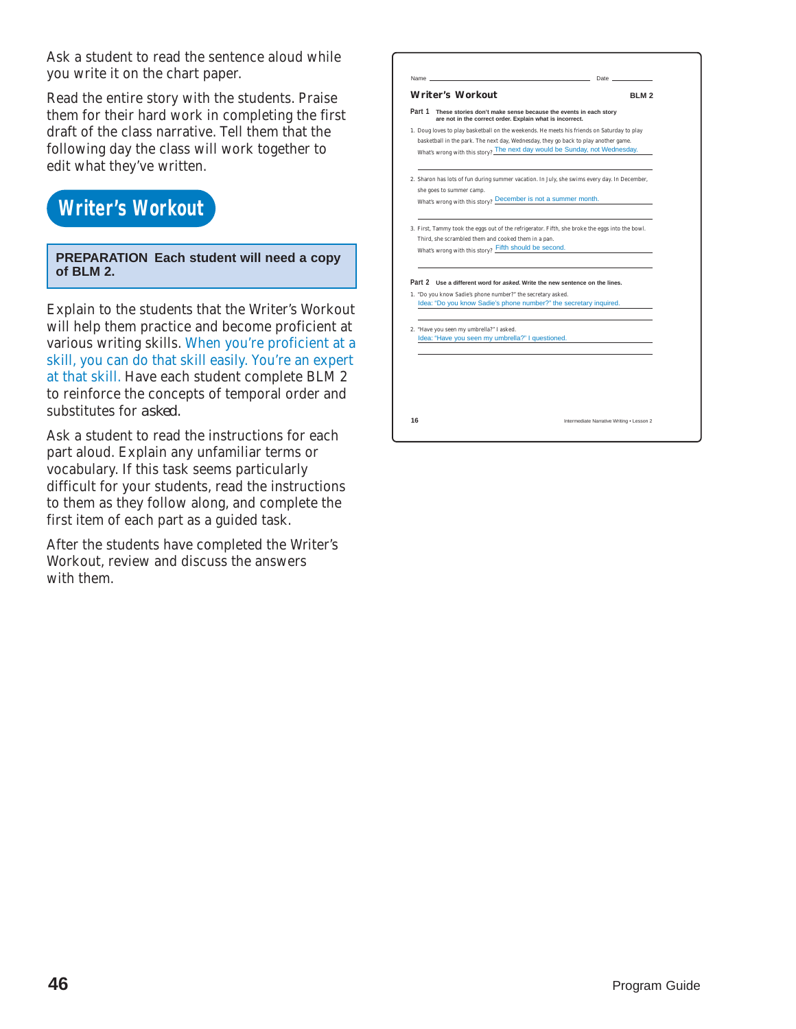Ask a student to read the sentence aloud while you write it on the chart paper.

Read the entire story with the students. Praise them for their hard work in completing the first draft of the class narrative. Tell them that the following day the class will work together to edit what they've written.

## Writer's Workout

**PREPARATION Each student will need a copy of BLM 2.**

Explain to the students that the Writer's Workout will help them practice and become proficient at various writing skills. When you're proficient at a skill, you can do that skill easily. You're an expert at that skill. Have each student complete BLM 2 to reinforce the concepts of temporal order and substitutes for *asked*.

Ask a student to read the instructions for each part aloud. Explain any unfamiliar terms or vocabulary. If this task seems particularly difficult for your students, read the instructions to them as they follow along, and complete the first item of each part as a guided task.

After the students have completed the Writer's Workout, review and discuss the answers with them.

---

Name ______________________ Date __________

**Writer's Workout** **BLM 2**

**Part 1** **These stories don't make sense because the events in each story are not in the correct order. Explain what is incorrect.**

1. Doug loves to play basketball on the weekends. He meets his friends on Saturday to play basketball in the park. The next day, Wednesday, they go back to play another game.
   What's wrong with this story? The next day would be Sunday, not Wednesday.

2. Sharon has lots of fun during summer vacation. In July, she swims every day. In December, she goes to summer camp.
   What's wrong with this story? December is not a summer month.

3. First, Tammy took the eggs out of the refrigerator. Fifth, she broke the eggs into the bowl. Third, she scrambled them and cooked them in a pan.
   What's wrong with this story? Fifth should be second.

**Part 2** **Use a different word for *asked*. Write the new sentence on the lines.**

1. "Do you know Sadie's phone number?" the secretary asked.
   Idea: "Do you know Sadie's phone number?" the secretary inquired.

2. "Have you seen my umbrella?" I asked.
   Idea: "Have you seen my umbrella?" I questioned.

16 Intermediate Narrative Writing • Lesson 2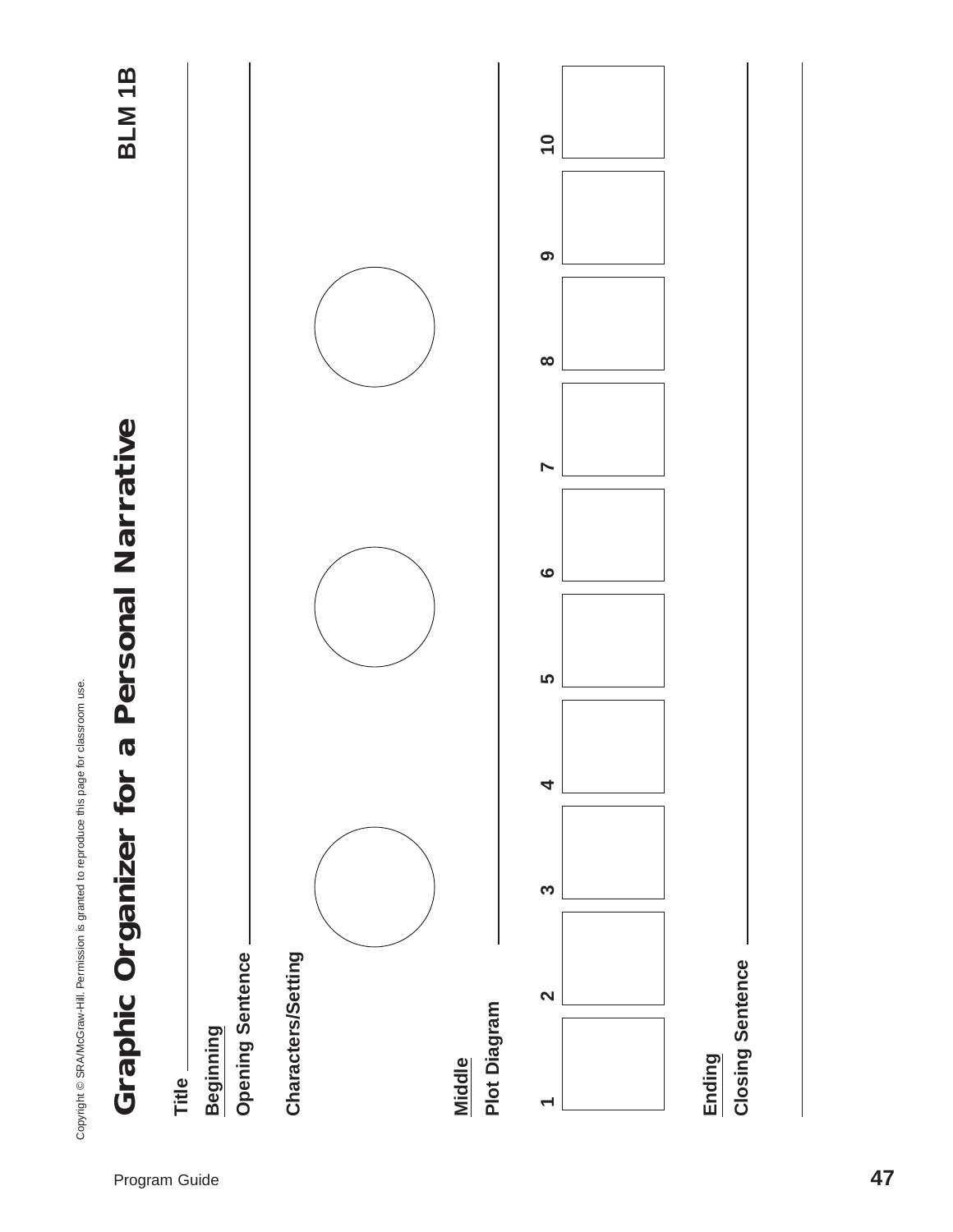# Graphic Organizer for a Personal Narrative

**BLM 1B**

**Title** ______________________________

**Beginning**

**Opening Sentence** ______________________________

**Characters/Setting**

**Middle**

**Plot Diagram**

| 1 | 2 | 3 | 4 | 5 | 6 | 7 | 8 | 9 | 10 |
|---|---|---|---|---|---|---|---|---|---|
| | | | | | | | | | |

**Ending**

**Closing Sentence** ______________________________

Copyright © SRA/McGraw-Hill. Permission is granted to reproduce this page for classroom use.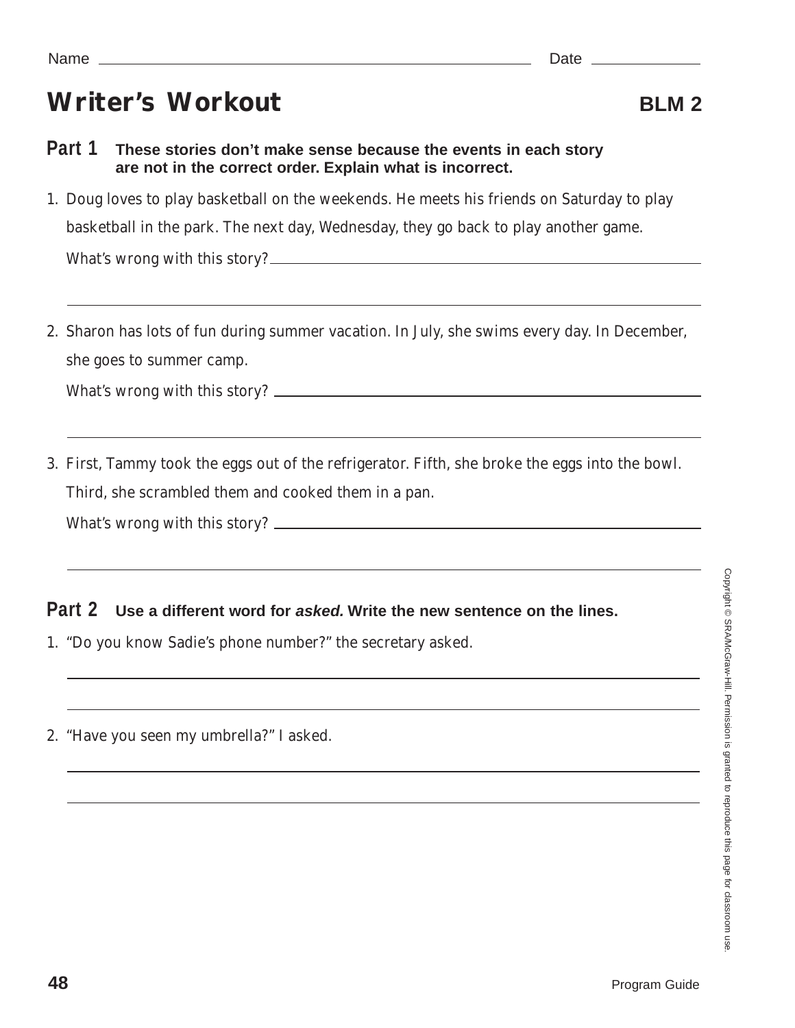Name ______________________________ Date ____________

# Writer's Workout

**BLM 2**

## Part 1 These stories don't make sense because the events in each story are not in the correct order. Explain what is incorrect.

1. Doug loves to play basketball on the weekends. He meets his friends on Saturday to play basketball in the park. The next day, Wednesday, they go back to play another game.

   What's wrong with this story? ______________________________

   ______________________________

2. Sharon has lots of fun during summer vacation. In July, she swims every day. In December, she goes to summer camp.

   What's wrong with this story? ______________________________

   ______________________________

3. First, Tammy took the eggs out of the refrigerator. Fifth, she broke the eggs into the bowl. Third, she scrambled them and cooked them in a pan.

   What's wrong with this story? ______________________________

   ______________________________

## Part 2 Use a different word for *asked.* Write the new sentence on the lines.

1. "Do you know Sadie's phone number?" the secretary asked.

   ______________________________

   ______________________________

2. "Have you seen my umbrella?" I asked.

   ______________________________

   ______________________________

Copyright © SRA/McGraw-Hill. Permission is granted to reproduce this page for classroom use.